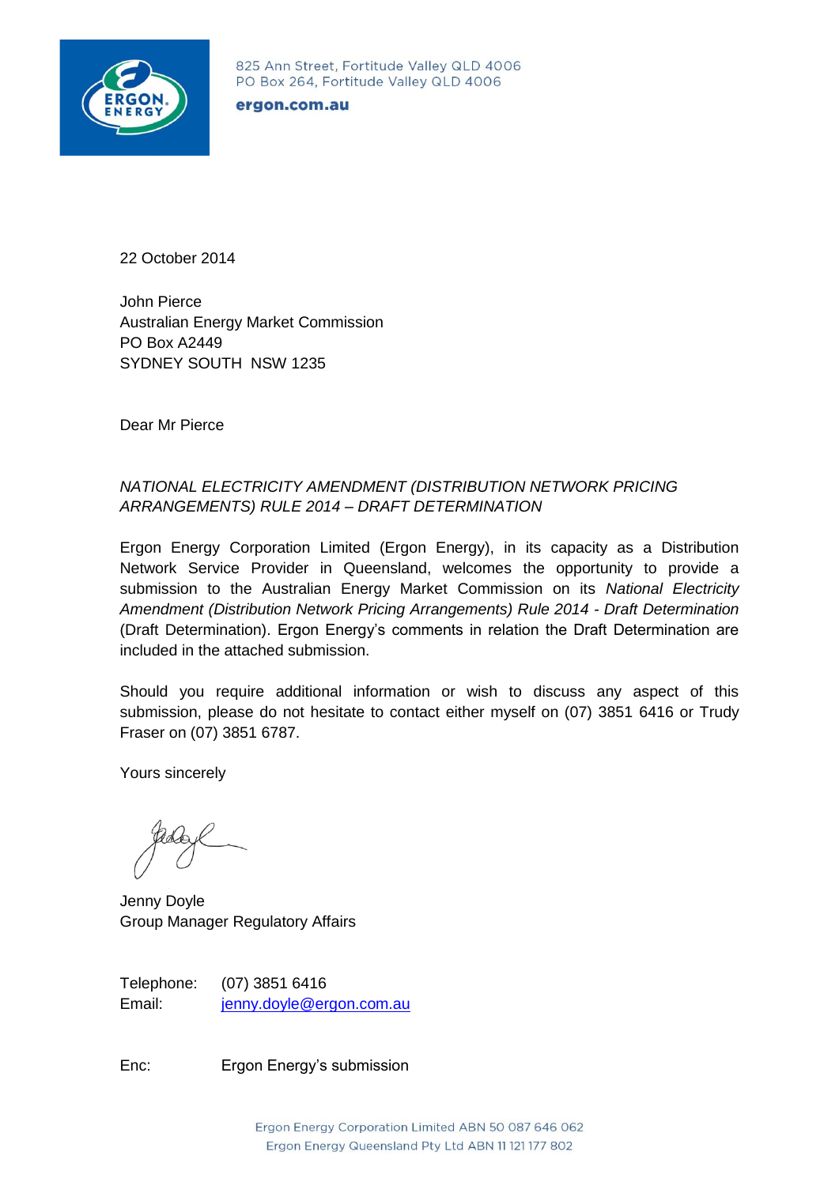825 Ann Street, Fortitude Valley QLD 4006
PO Box 264, Fortitude Valley QLD 4006

**ergon.com.au**

22 October 2014

John Pierce
Australian Energy Market Commission
PO Box A2449
SYDNEY SOUTH NSW 1235

Dear Mr Pierce

*NATIONAL ELECTRICITY AMENDMENT (DISTRIBUTION NETWORK PRICING ARRANGEMENTS) RULE 2014 – DRAFT DETERMINATION*

Ergon Energy Corporation Limited (Ergon Energy), in its capacity as a Distribution Network Service Provider in Queensland, welcomes the opportunity to provide a submission to the Australian Energy Market Commission on its *National Electricity Amendment (Distribution Network Pricing Arrangements) Rule 2014 - Draft Determination* (Draft Determination). Ergon Energy's comments in relation the Draft Determination are included in the attached submission.

Should you require additional information or wish to discuss any aspect of this submission, please do not hesitate to contact either myself on (07) 3851 6416 or Trudy Fraser on (07) 3851 6787.

Yours sincerely

Jenny Doyle
Group Manager Regulatory Affairs

Telephone: (07) 3851 6416
Email: jenny.doyle@ergon.com.au

Enc: Ergon Energy's submission

Ergon Energy Corporation Limited ABN 50 087 646 062
Ergon Energy Queensland Pty Ltd ABN 11 121 177 802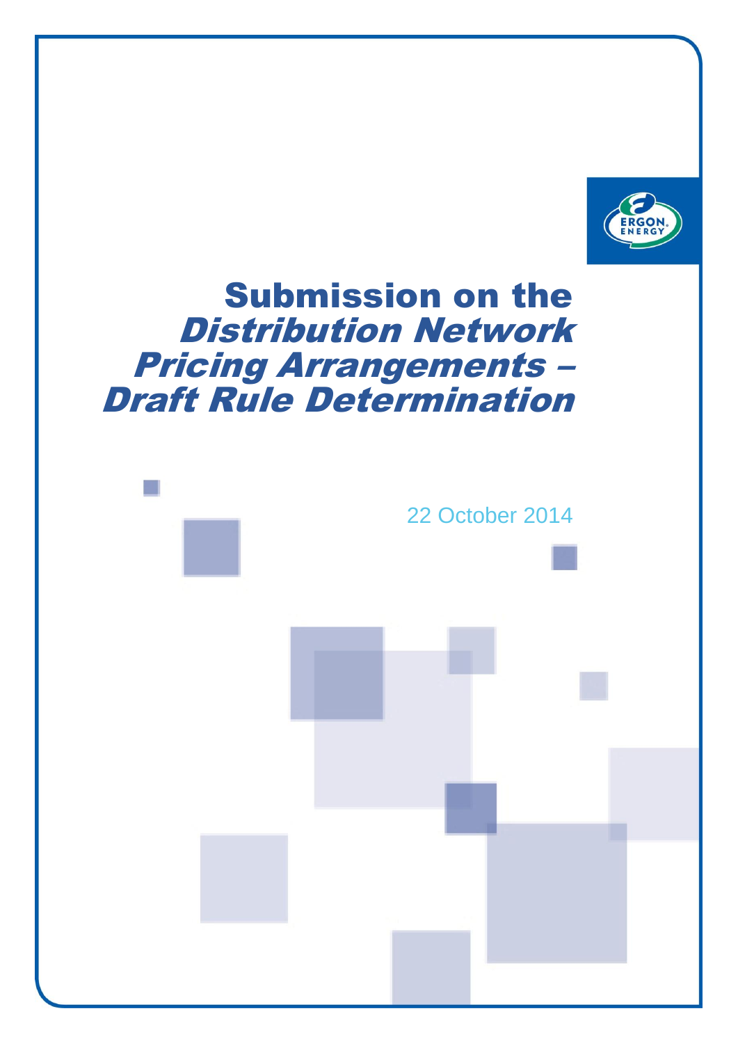# Submission on the *Distribution Network Pricing Arrangements – Draft Rule Determination*

22 October 2014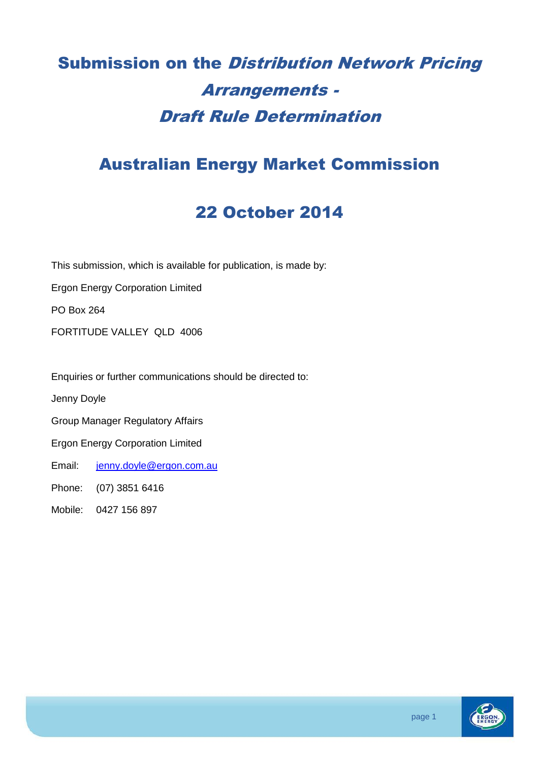# Submission on the *Distribution Network Pricing Arrangements - Draft Rule Determination*

## Australian Energy Market Commission

## 22 October 2014

This submission, which is available for publication, is made by:

Ergon Energy Corporation Limited

PO Box 264

FORTITUDE VALLEY QLD 4006

Enquiries or further communications should be directed to:

Jenny Doyle

Group Manager Regulatory Affairs

Ergon Energy Corporation Limited

Email: jenny.doyle@ergon.com.au

Phone: (07) 3851 6416

Mobile: 0427 156 897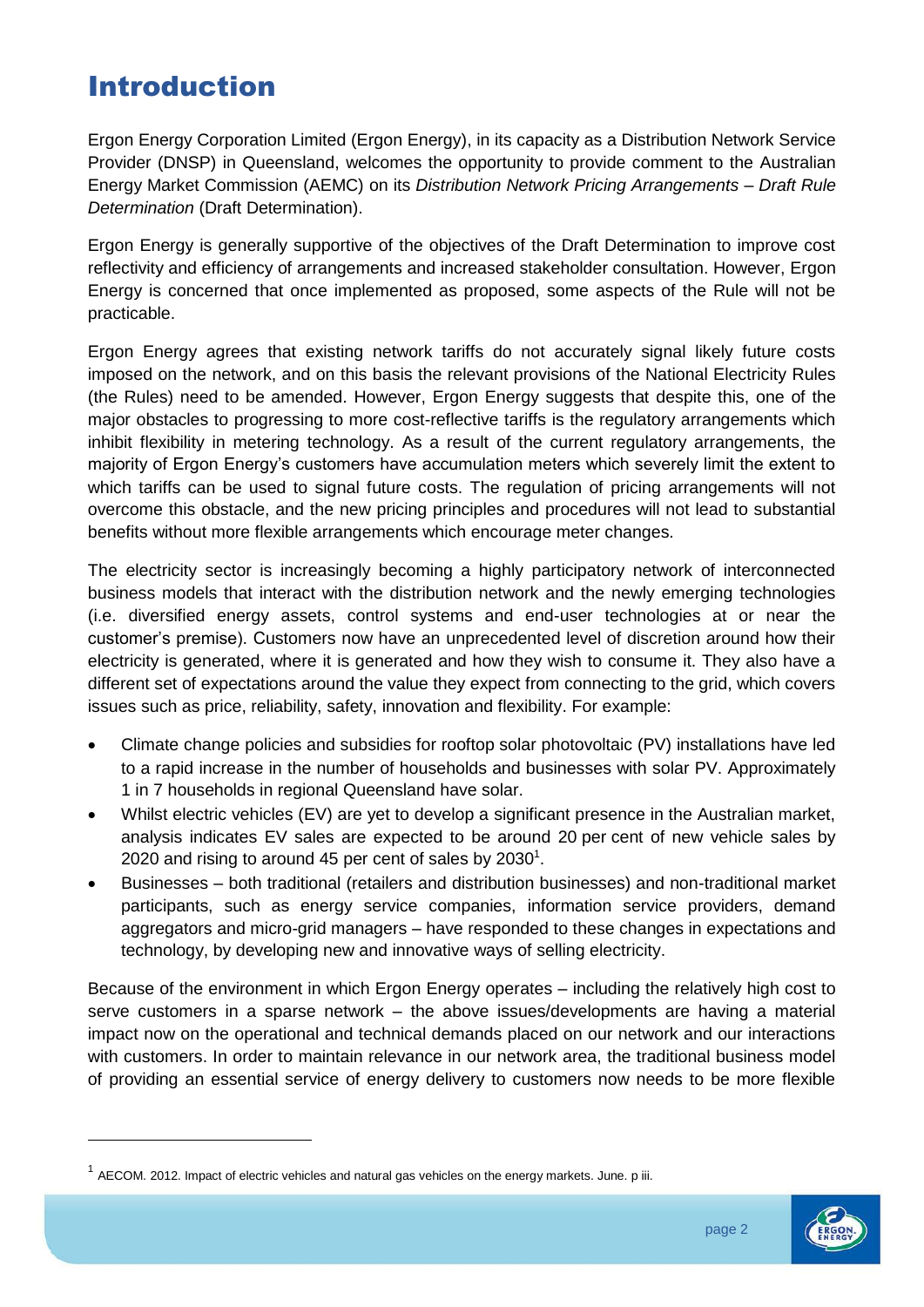# Introduction

Ergon Energy Corporation Limited (Ergon Energy), in its capacity as a Distribution Network Service Provider (DNSP) in Queensland, welcomes the opportunity to provide comment to the Australian Energy Market Commission (AEMC) on its *Distribution Network Pricing Arrangements – Draft Rule Determination* (Draft Determination).

Ergon Energy is generally supportive of the objectives of the Draft Determination to improve cost reflectivity and efficiency of arrangements and increased stakeholder consultation. However, Ergon Energy is concerned that once implemented as proposed, some aspects of the Rule will not be practicable.

Ergon Energy agrees that existing network tariffs do not accurately signal likely future costs imposed on the network, and on this basis the relevant provisions of the National Electricity Rules (the Rules) need to be amended. However, Ergon Energy suggests that despite this, one of the major obstacles to progressing to more cost-reflective tariffs is the regulatory arrangements which inhibit flexibility in metering technology. As a result of the current regulatory arrangements, the majority of Ergon Energy's customers have accumulation meters which severely limit the extent to which tariffs can be used to signal future costs. The regulation of pricing arrangements will not overcome this obstacle, and the new pricing principles and procedures will not lead to substantial benefits without more flexible arrangements which encourage meter changes.

The electricity sector is increasingly becoming a highly participatory network of interconnected business models that interact with the distribution network and the newly emerging technologies (i.e. diversified energy assets, control systems and end-user technologies at or near the customer's premise). Customers now have an unprecedented level of discretion around how their electricity is generated, where it is generated and how they wish to consume it. They also have a different set of expectations around the value they expect from connecting to the grid, which covers issues such as price, reliability, safety, innovation and flexibility. For example:

- Climate change policies and subsidies for rooftop solar photovoltaic (PV) installations have led to a rapid increase in the number of households and businesses with solar PV. Approximately 1 in 7 households in regional Queensland have solar.
- Whilst electric vehicles (EV) are yet to develop a significant presence in the Australian market, analysis indicates EV sales are expected to be around 20 per cent of new vehicle sales by 2020 and rising to around 45 per cent of sales by 2030[1].
- Businesses – both traditional (retailers and distribution businesses) and non-traditional market participants, such as energy service companies, information service providers, demand aggregators and micro-grid managers – have responded to these changes in expectations and technology, by developing new and innovative ways of selling electricity.

Because of the environment in which Ergon Energy operates – including the relatively high cost to serve customers in a sparse network – the above issues/developments are having a material impact now on the operational and technical demands placed on our network and our interactions with customers. In order to maintain relevance in our network area, the traditional business model of providing an essential service of energy delivery to customers now needs to be more flexible

[1] AECOM. 2012. Impact of electric vehicles and natural gas vehicles on the energy markets. June. p iii.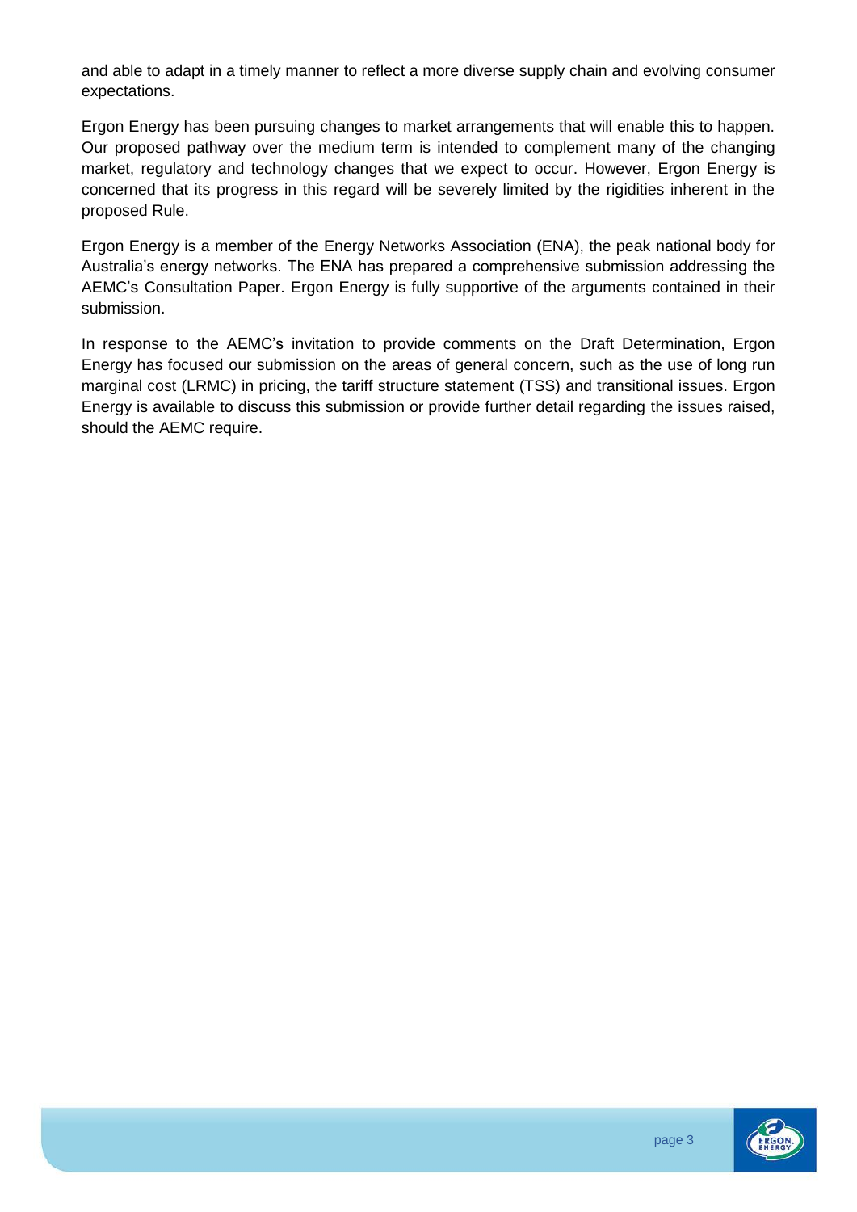and able to adapt in a timely manner to reflect a more diverse supply chain and evolving consumer expectations.

Ergon Energy has been pursuing changes to market arrangements that will enable this to happen. Our proposed pathway over the medium term is intended to complement many of the changing market, regulatory and technology changes that we expect to occur. However, Ergon Energy is concerned that its progress in this regard will be severely limited by the rigidities inherent in the proposed Rule.

Ergon Energy is a member of the Energy Networks Association (ENA), the peak national body for Australia's energy networks. The ENA has prepared a comprehensive submission addressing the AEMC's Consultation Paper. Ergon Energy is fully supportive of the arguments contained in their submission.

In response to the AEMC's invitation to provide comments on the Draft Determination, Ergon Energy has focused our submission on the areas of general concern, such as the use of long run marginal cost (LRMC) in pricing, the tariff structure statement (TSS) and transitional issues. Ergon Energy is available to discuss this submission or provide further detail regarding the issues raised, should the AEMC require.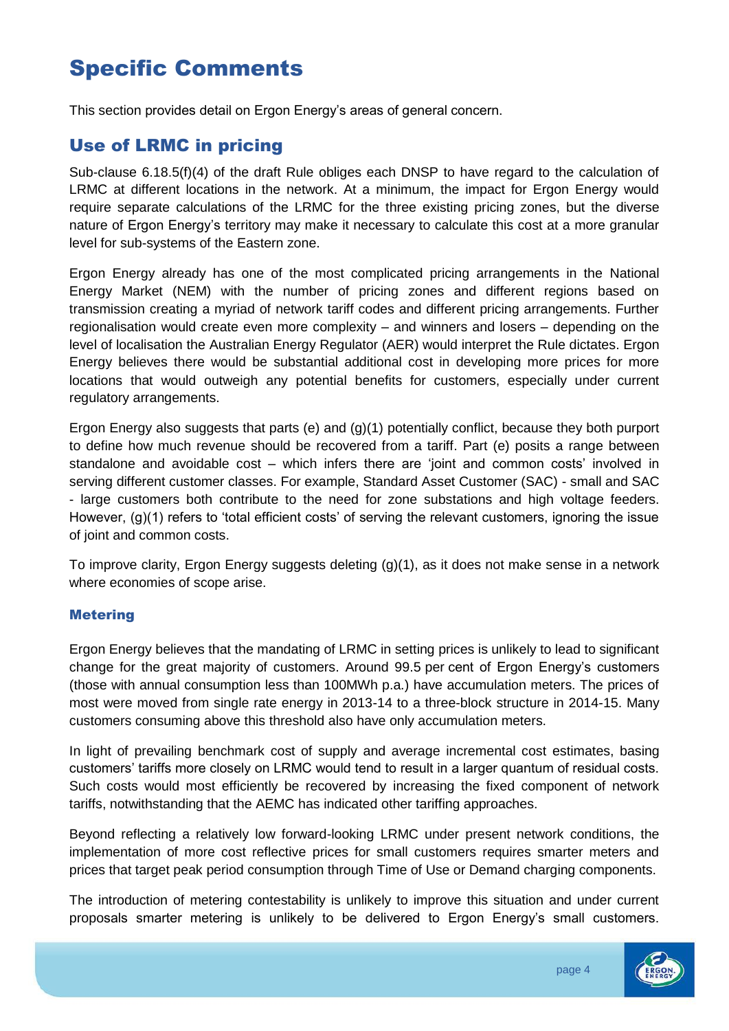# Specific Comments

This section provides detail on Ergon Energy's areas of general concern.

## Use of LRMC in pricing

Sub-clause 6.18.5(f)(4) of the draft Rule obliges each DNSP to have regard to the calculation of LRMC at different locations in the network. At a minimum, the impact for Ergon Energy would require separate calculations of the LRMC for the three existing pricing zones, but the diverse nature of Ergon Energy's territory may make it necessary to calculate this cost at a more granular level for sub-systems of the Eastern zone.

Ergon Energy already has one of the most complicated pricing arrangements in the National Energy Market (NEM) with the number of pricing zones and different regions based on transmission creating a myriad of network tariff codes and different pricing arrangements. Further regionalisation would create even more complexity – and winners and losers – depending on the level of localisation the Australian Energy Regulator (AER) would interpret the Rule dictates. Ergon Energy believes there would be substantial additional cost in developing more prices for more locations that would outweigh any potential benefits for customers, especially under current regulatory arrangements.

Ergon Energy also suggests that parts (e) and (g)(1) potentially conflict, because they both purport to define how much revenue should be recovered from a tariff. Part (e) posits a range between standalone and avoidable cost – which infers there are 'joint and common costs' involved in serving different customer classes. For example, Standard Asset Customer (SAC) - small and SAC - large customers both contribute to the need for zone substations and high voltage feeders. However, (g)(1) refers to 'total efficient costs' of serving the relevant customers, ignoring the issue of joint and common costs.

To improve clarity, Ergon Energy suggests deleting (g)(1), as it does not make sense in a network where economies of scope arise.

### Metering

Ergon Energy believes that the mandating of LRMC in setting prices is unlikely to lead to significant change for the great majority of customers. Around 99.5 per cent of Ergon Energy's customers (those with annual consumption less than 100MWh p.a.) have accumulation meters. The prices of most were moved from single rate energy in 2013-14 to a three-block structure in 2014-15. Many customers consuming above this threshold also have only accumulation meters.

In light of prevailing benchmark cost of supply and average incremental cost estimates, basing customers' tariffs more closely on LRMC would tend to result in a larger quantum of residual costs. Such costs would most efficiently be recovered by increasing the fixed component of network tariffs, notwithstanding that the AEMC has indicated other tariffing approaches.

Beyond reflecting a relatively low forward-looking LRMC under present network conditions, the implementation of more cost reflective prices for small customers requires smarter meters and prices that target peak period consumption through Time of Use or Demand charging components.

The introduction of metering contestability is unlikely to improve this situation and under current proposals smarter metering is unlikely to be delivered to Ergon Energy's small customers.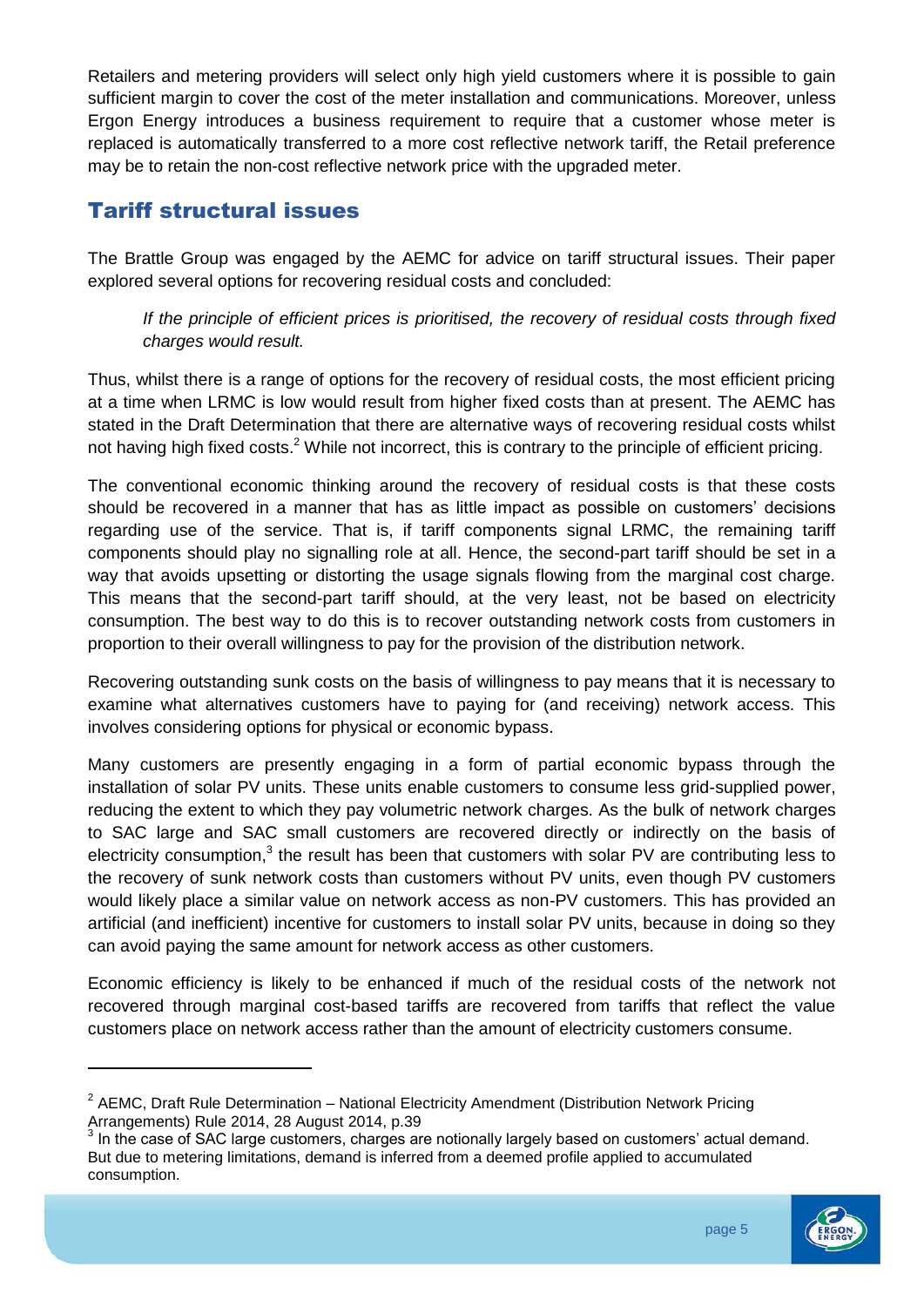Retailers and metering providers will select only high yield customers where it is possible to gain sufficient margin to cover the cost of the meter installation and communications. Moreover, unless Ergon Energy introduces a business requirement to require that a customer whose meter is replaced is automatically transferred to a more cost reflective network tariff, the Retail preference may be to retain the non-cost reflective network price with the upgraded meter.

## Tariff structural issues

The Brattle Group was engaged by the AEMC for advice on tariff structural issues. Their paper explored several options for recovering residual costs and concluded:

> *If the principle of efficient prices is prioritised, the recovery of residual costs through fixed charges would result.*

Thus, whilst there is a range of options for the recovery of residual costs, the most efficient pricing at a time when LRMC is low would result from higher fixed costs than at present. The AEMC has stated in the Draft Determination that there are alternative ways of recovering residual costs whilst not having high fixed costs.[2] While not incorrect, this is contrary to the principle of efficient pricing.

The conventional economic thinking around the recovery of residual costs is that these costs should be recovered in a manner that has as little impact as possible on customers' decisions regarding use of the service. That is, if tariff components signal LRMC, the remaining tariff components should play no signalling role at all. Hence, the second-part tariff should be set in a way that avoids upsetting or distorting the usage signals flowing from the marginal cost charge. This means that the second-part tariff should, at the very least, not be based on electricity consumption. The best way to do this is to recover outstanding network costs from customers in proportion to their overall willingness to pay for the provision of the distribution network.

Recovering outstanding sunk costs on the basis of willingness to pay means that it is necessary to examine what alternatives customers have to paying for (and receiving) network access. This involves considering options for physical or economic bypass.

Many customers are presently engaging in a form of partial economic bypass through the installation of solar PV units. These units enable customers to consume less grid-supplied power, reducing the extent to which they pay volumetric network charges. As the bulk of network charges to SAC large and SAC small customers are recovered directly or indirectly on the basis of electricity consumption,[3] the result has been that customers with solar PV are contributing less to the recovery of sunk network costs than customers without PV units, even though PV customers would likely place a similar value on network access as non-PV customers. This has provided an artificial (and inefficient) incentive for customers to install solar PV units, because in doing so they can avoid paying the same amount for network access as other customers.

Economic efficiency is likely to be enhanced if much of the residual costs of the network not recovered through marginal cost-based tariffs are recovered from tariffs that reflect the value customers place on network access rather than the amount of electricity customers consume.

---

[2] AEMC, Draft Rule Determination – National Electricity Amendment (Distribution Network Pricing Arrangements) Rule 2014, 28 August 2014, p.39

[3] In the case of SAC large customers, charges are notionally largely based on customers' actual demand. But due to metering limitations, demand is inferred from a deemed profile applied to accumulated consumption.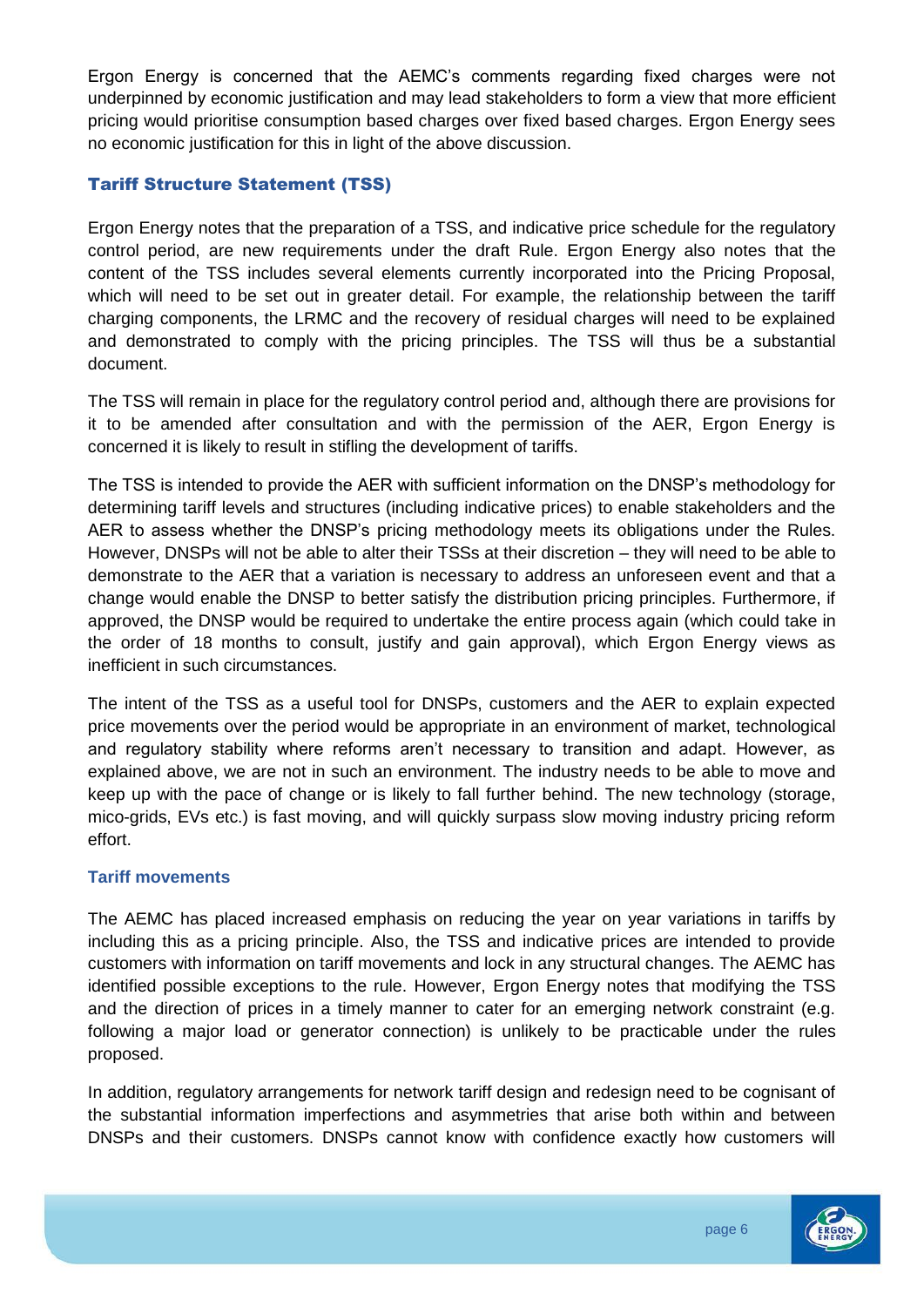Ergon Energy is concerned that the AEMC's comments regarding fixed charges were not underpinned by economic justification and may lead stakeholders to form a view that more efficient pricing would prioritise consumption based charges over fixed based charges. Ergon Energy sees no economic justification for this in light of the above discussion.

## Tariff Structure Statement (TSS)

Ergon Energy notes that the preparation of a TSS, and indicative price schedule for the regulatory control period, are new requirements under the draft Rule. Ergon Energy also notes that the content of the TSS includes several elements currently incorporated into the Pricing Proposal, which will need to be set out in greater detail. For example, the relationship between the tariff charging components, the LRMC and the recovery of residual charges will need to be explained and demonstrated to comply with the pricing principles. The TSS will thus be a substantial document.

The TSS will remain in place for the regulatory control period and, although there are provisions for it to be amended after consultation and with the permission of the AER, Ergon Energy is concerned it is likely to result in stifling the development of tariffs.

The TSS is intended to provide the AER with sufficient information on the DNSP's methodology for determining tariff levels and structures (including indicative prices) to enable stakeholders and the AER to assess whether the DNSP's pricing methodology meets its obligations under the Rules. However, DNSPs will not be able to alter their TSSs at their discretion – they will need to be able to demonstrate to the AER that a variation is necessary to address an unforeseen event and that a change would enable the DNSP to better satisfy the distribution pricing principles. Furthermore, if approved, the DNSP would be required to undertake the entire process again (which could take in the order of 18 months to consult, justify and gain approval), which Ergon Energy views as inefficient in such circumstances.

The intent of the TSS as a useful tool for DNSPs, customers and the AER to explain expected price movements over the period would be appropriate in an environment of market, technological and regulatory stability where reforms aren't necessary to transition and adapt. However, as explained above, we are not in such an environment. The industry needs to be able to move and keep up with the pace of change or is likely to fall further behind. The new technology (storage, mico-grids, EVs etc.) is fast moving, and will quickly surpass slow moving industry pricing reform effort.

### Tariff movements

The AEMC has placed increased emphasis on reducing the year on year variations in tariffs by including this as a pricing principle. Also, the TSS and indicative prices are intended to provide customers with information on tariff movements and lock in any structural changes. The AEMC has identified possible exceptions to the rule. However, Ergon Energy notes that modifying the TSS and the direction of prices in a timely manner to cater for an emerging network constraint (e.g. following a major load or generator connection) is unlikely to be practicable under the rules proposed.

In addition, regulatory arrangements for network tariff design and redesign need to be cognisant of the substantial information imperfections and asymmetries that arise both within and between DNSPs and their customers. DNSPs cannot know with confidence exactly how customers will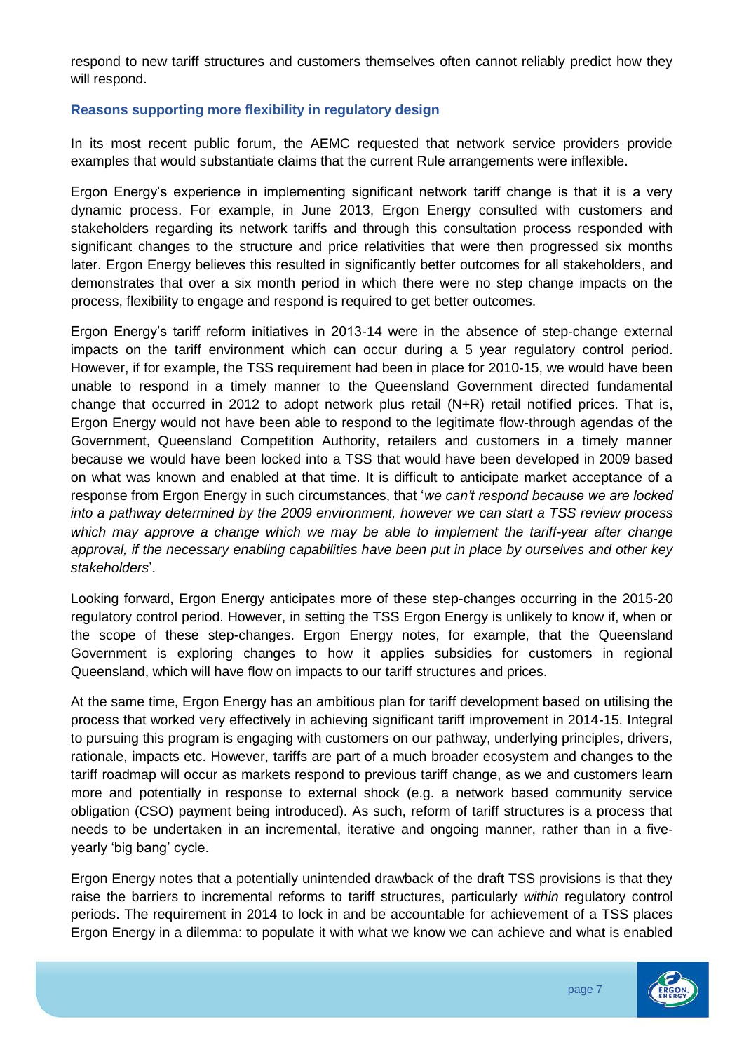respond to new tariff structures and customers themselves often cannot reliably predict how they will respond.

### Reasons supporting more flexibility in regulatory design

In its most recent public forum, the AEMC requested that network service providers provide examples that would substantiate claims that the current Rule arrangements were inflexible.

Ergon Energy's experience in implementing significant network tariff change is that it is a very dynamic process. For example, in June 2013, Ergon Energy consulted with customers and stakeholders regarding its network tariffs and through this consultation process responded with significant changes to the structure and price relativities that were then progressed six months later. Ergon Energy believes this resulted in significantly better outcomes for all stakeholders, and demonstrates that over a six month period in which there were no step change impacts on the process, flexibility to engage and respond is required to get better outcomes.

Ergon Energy's tariff reform initiatives in 2013-14 were in the absence of step-change external impacts on the tariff environment which can occur during a 5 year regulatory control period. However, if for example, the TSS requirement had been in place for 2010-15, we would have been unable to respond in a timely manner to the Queensland Government directed fundamental change that occurred in 2012 to adopt network plus retail (N+R) retail notified prices. That is, Ergon Energy would not have been able to respond to the legitimate flow-through agendas of the Government, Queensland Competition Authority, retailers and customers in a timely manner because we would have been locked into a TSS that would have been developed in 2009 based on what was known and enabled at that time. It is difficult to anticipate market acceptance of a response from Ergon Energy in such circumstances, that '*we can't respond because we are locked into a pathway determined by the 2009 environment, however we can start a TSS review process which may approve a change which we may be able to implement the tariff-year after change approval, if the necessary enabling capabilities have been put in place by ourselves and other key stakeholders*'.

Looking forward, Ergon Energy anticipates more of these step-changes occurring in the 2015-20 regulatory control period. However, in setting the TSS Ergon Energy is unlikely to know if, when or the scope of these step-changes. Ergon Energy notes, for example, that the Queensland Government is exploring changes to how it applies subsidies for customers in regional Queensland, which will have flow on impacts to our tariff structures and prices.

At the same time, Ergon Energy has an ambitious plan for tariff development based on utilising the process that worked very effectively in achieving significant tariff improvement in 2014-15. Integral to pursuing this program is engaging with customers on our pathway, underlying principles, drivers, rationale, impacts etc. However, tariffs are part of a much broader ecosystem and changes to the tariff roadmap will occur as markets respond to previous tariff change, as we and customers learn more and potentially in response to external shock (e.g. a network based community service obligation (CSO) payment being introduced). As such, reform of tariff structures is a process that needs to be undertaken in an incremental, iterative and ongoing manner, rather than in a five-yearly 'big bang' cycle.

Ergon Energy notes that a potentially unintended drawback of the draft TSS provisions is that they raise the barriers to incremental reforms to tariff structures, particularly *within* regulatory control periods. The requirement in 2014 to lock in and be accountable for achievement of a TSS places Ergon Energy in a dilemma: to populate it with what we know we can achieve and what is enabled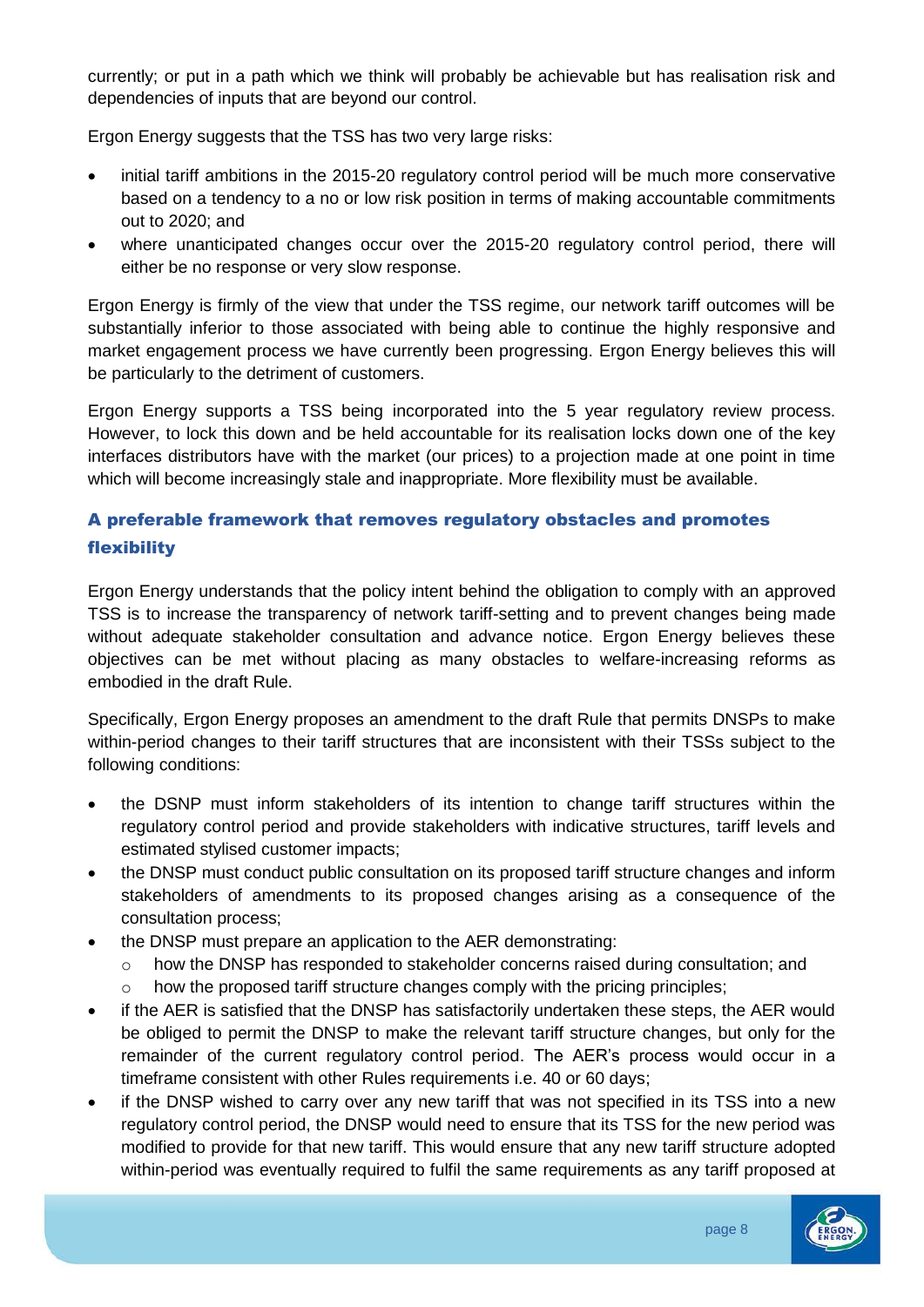currently; or put in a path which we think will probably be achievable but has realisation risk and dependencies of inputs that are beyond our control.

Ergon Energy suggests that the TSS has two very large risks:

- initial tariff ambitions in the 2015-20 regulatory control period will be much more conservative based on a tendency to a no or low risk position in terms of making accountable commitments out to 2020; and
- where unanticipated changes occur over the 2015-20 regulatory control period, there will either be no response or very slow response.

Ergon Energy is firmly of the view that under the TSS regime, our network tariff outcomes will be substantially inferior to those associated with being able to continue the highly responsive and market engagement process we have currently been progressing. Ergon Energy believes this will be particularly to the detriment of customers.

Ergon Energy supports a TSS being incorporated into the 5 year regulatory review process. However, to lock this down and be held accountable for its realisation locks down one of the key interfaces distributors have with the market (our prices) to a projection made at one point in time which will become increasingly stale and inappropriate. More flexibility must be available.

### A preferable framework that removes regulatory obstacles and promotes flexibility

Ergon Energy understands that the policy intent behind the obligation to comply with an approved TSS is to increase the transparency of network tariff-setting and to prevent changes being made without adequate stakeholder consultation and advance notice. Ergon Energy believes these objectives can be met without placing as many obstacles to welfare-increasing reforms as embodied in the draft Rule.

Specifically, Ergon Energy proposes an amendment to the draft Rule that permits DNSPs to make within-period changes to their tariff structures that are inconsistent with their TSSs subject to the following conditions:

- the DSNP must inform stakeholders of its intention to change tariff structures within the regulatory control period and provide stakeholders with indicative structures, tariff levels and estimated stylised customer impacts;
- the DNSP must conduct public consultation on its proposed tariff structure changes and inform stakeholders of amendments to its proposed changes arising as a consequence of the consultation process;
- the DNSP must prepare an application to the AER demonstrating:
  - how the DNSP has responded to stakeholder concerns raised during consultation; and
  - how the proposed tariff structure changes comply with the pricing principles;
- if the AER is satisfied that the DNSP has satisfactorily undertaken these steps, the AER would be obliged to permit the DNSP to make the relevant tariff structure changes, but only for the remainder of the current regulatory control period. The AER's process would occur in a timeframe consistent with other Rules requirements i.e. 40 or 60 days;
- if the DNSP wished to carry over any new tariff that was not specified in its TSS into a new regulatory control period, the DNSP would need to ensure that its TSS for the new period was modified to provide for that new tariff. This would ensure that any new tariff structure adopted within-period was eventually required to fulfil the same requirements as any tariff proposed at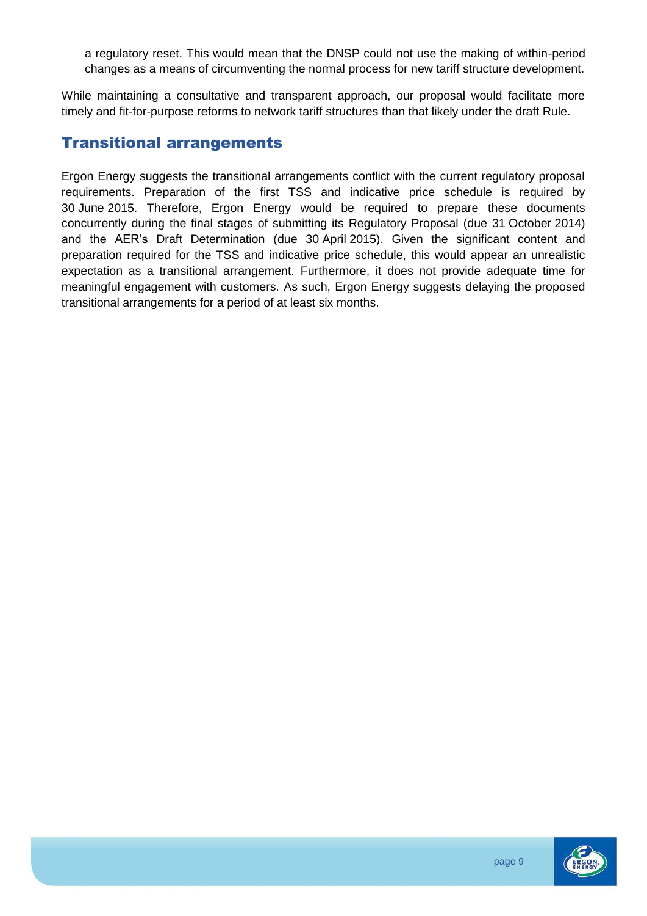a regulatory reset. This would mean that the DNSP could not use the making of within-period changes as a means of circumventing the normal process for new tariff structure development.

While maintaining a consultative and transparent approach, our proposal would facilitate more timely and fit-for-purpose reforms to network tariff structures than that likely under the draft Rule.

## Transitional arrangements

Ergon Energy suggests the transitional arrangements conflict with the current regulatory proposal requirements. Preparation of the first TSS and indicative price schedule is required by 30 June 2015. Therefore, Ergon Energy would be required to prepare these documents concurrently during the final stages of submitting its Regulatory Proposal (due 31 October 2014) and the AER's Draft Determination (due 30 April 2015). Given the significant content and preparation required for the TSS and indicative price schedule, this would appear an unrealistic expectation as a transitional arrangement. Furthermore, it does not provide adequate time for meaningful engagement with customers. As such, Ergon Energy suggests delaying the proposed transitional arrangements for a period of at least six months.